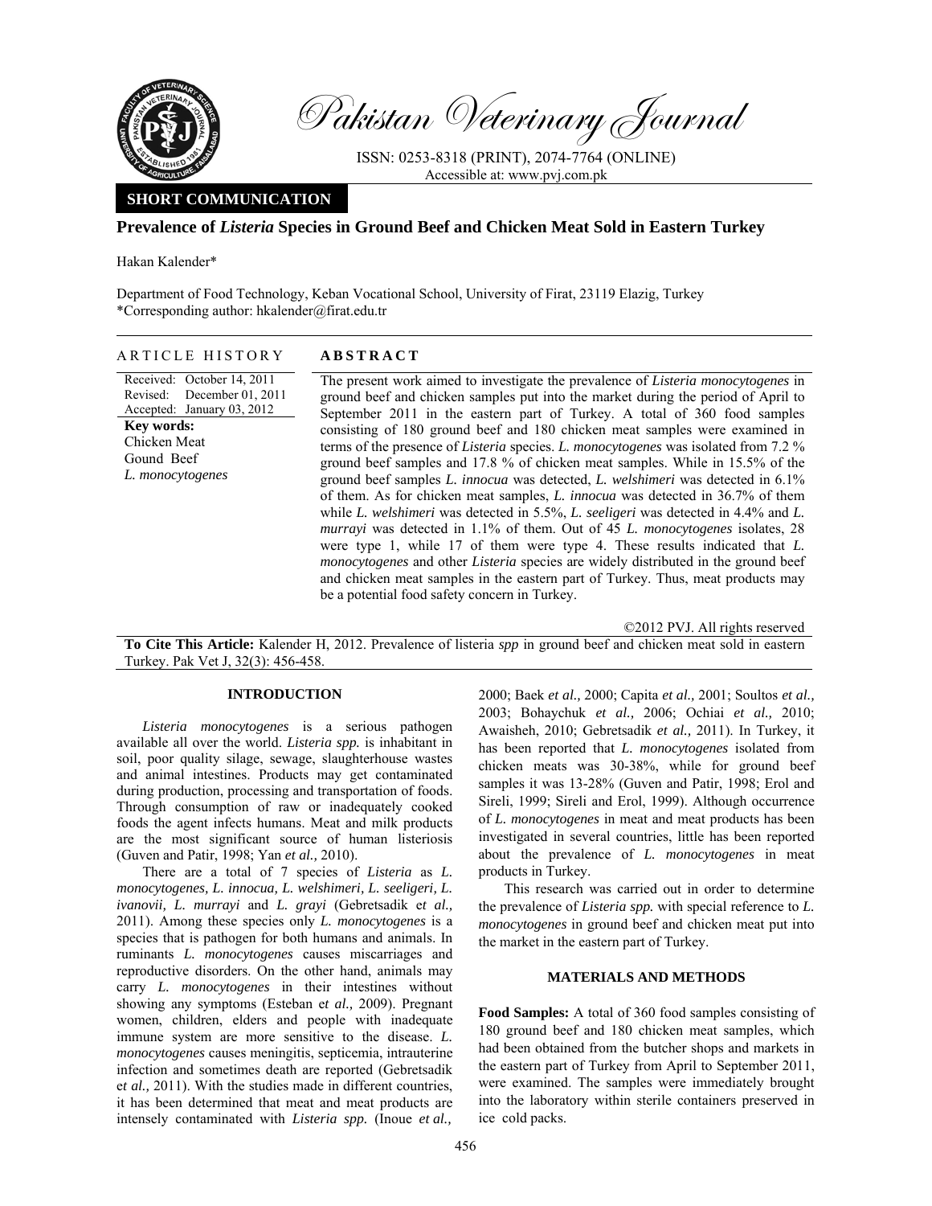Pakistan Veterinary Journal

ISSN: 0253-8318 (PRINT), 2074-7764 (ONLINE)
Accessible at: www.pvj.com.pk

**SHORT COMMUNICATION**

# Prevalence of *Listeria* Species in Ground Beef and Chicken Meat Sold in Eastern Turkey

Hakan Kalender*

Department of Food Technology, Keban Vocational School, University of Firat, 23119 Elazig, Turkey
*Corresponding author: hkalender@firat.edu.tr

**ARTICLE HISTORY**

Received: October 14, 2011
Revised: December 01, 2011
Accepted: January 03, 2012

**Key words:**
Chicken Meat
Gound Beef
*L. monocytogenes*

**ABSTRACT**

The present work aimed to investigate the prevalence of *Listeria monocytogenes* in ground beef and chicken samples put into the market during the period of April to September 2011 in the eastern part of Turkey. A total of 360 food samples consisting of 180 ground beef and 180 chicken meat samples were examined in terms of the presence of *Listeria* species. *L. monocytogenes* was isolated from 7.2 % ground beef samples and 17.8 % of chicken meat samples. While in 15.5% of the ground beef samples *L. innocua* was detected, *L. welshimeri* was detected in 6.1% of them. As for chicken meat samples, *L. innocua* was detected in 36.7% of them while *L. welshimeri* was detected in 5.5%, *L. seeligeri* was detected in 4.4% and *L. murrayi* was detected in 1.1% of them. Out of 45 *L. monocytogenes* isolates, 28 were type 1, while 17 of them were type 4. These results indicated that *L. monocytogenes* and other *Listeria* species are widely distributed in the ground beef and chicken meat samples in the eastern part of Turkey. Thus, meat products may be a potential food safety concern in Turkey.

©2012 PVJ. All rights reserved

**To Cite This Article:** Kalender H, 2012. Prevalence of listeria *spp* in ground beef and chicken meat sold in eastern Turkey. Pak Vet J, 32(3): 456-458.

## INTRODUCTION

*Listeria monocytogenes* is a serious pathogen available all over the world. *Listeria spp.* is inhabitant in soil, poor quality silage, sewage, slaughterhouse wastes and animal intestines. Products may get contaminated during production, processing and transportation of foods. Through consumption of raw or inadequately cooked foods the agent infects humans. Meat and milk products are the most significant source of human listeriosis (Guven and Patir, 1998; Yan *et al.,* 2010).

There are a total of 7 species of *Listeria* as *L. monocytogenes, L. innocua, L. welshimeri, L. seeligeri, L. ivanovii, L. murrayi* and *L. grayi* (Gebretsadik e*t al.,* 2011). Among these species only *L. monocytogenes* is a species that is pathogen for both humans and animals. In ruminants *L. monocytogenes* causes miscarriages and reproductive disorders. On the other hand, animals may carry *L. monocytogenes* in their intestines without showing any symptoms (Esteban e*t al.,* 2009). Pregnant women, children, elders and people with inadequate immune system are more sensitive to the disease. *L. monocytogenes* causes meningitis, septicemia, intrauterine infection and sometimes death are reported (Gebretsadik e*t al.,* 2011). With the studies made in different countries, it has been determined that meat and meat products are intensely contaminated with *Listeria spp.* (Inoue *et al.,* 2000; Baek *et al.,* 2000; Capita *et al.,* 2001; Soultos *et al.,* 2003; Bohaychuk *et al.,* 2006; Ochiai *et al.,* 2010; Awaisheh, 2010; Gebretsadik *et al.,* 2011). In Turkey, it has been reported that *L. monocytogenes* isolated from chicken meats was 30-38%, while for ground beef samples it was 13-28% (Guven and Patir, 1998; Erol and Sireli, 1999; Sireli and Erol, 1999). Although occurrence of *L. monocytogenes* in meat and meat products has been investigated in several countries, little has been reported about the prevalence of *L. monocytogenes* in meat products in Turkey.

This research was carried out in order to determine the prevalence of *Listeria spp.* with special reference to *L. monocytogenes* in ground beef and chicken meat put into the market in the eastern part of Turkey.

## MATERIALS AND METHODS

**Food Samples:** A total of 360 food samples consisting of 180 ground beef and 180 chicken meat samples, which had been obtained from the butcher shops and markets in the eastern part of Turkey from April to September 2011, were examined. The samples were immediately brought into the laboratory within sterile containers preserved in ice cold packs.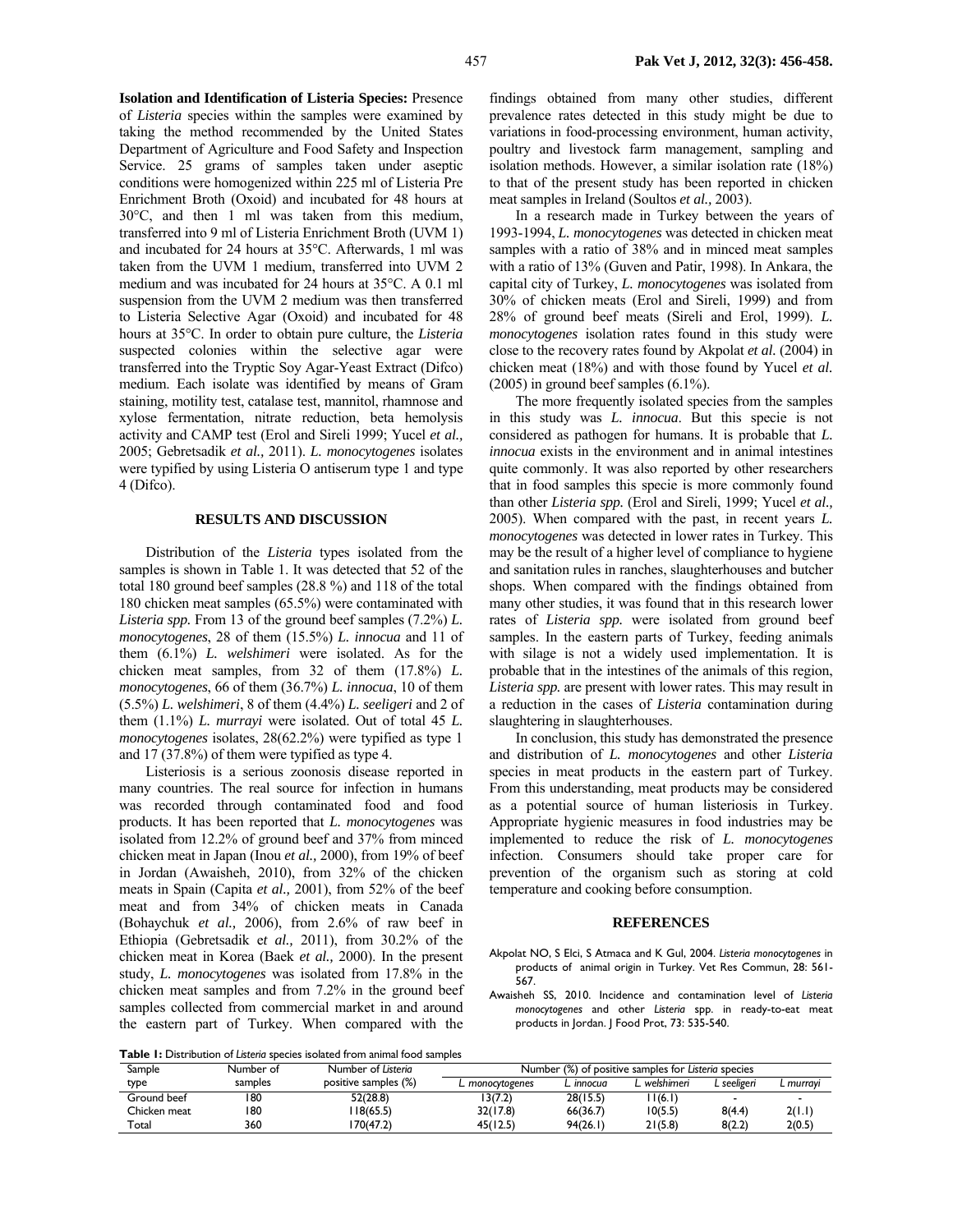**Isolation and Identification of Listeria Species:** Presence of *Listeria* species within the samples were examined by taking the method recommended by the United States Department of Agriculture and Food Safety and Inspection Service. 25 grams of samples taken under aseptic conditions were homogenized within 225 ml of Listeria Pre Enrichment Broth (Oxoid) and incubated for 48 hours at 30°C, and then 1 ml was taken from this medium, transferred into 9 ml of Listeria Enrichment Broth (UVM 1) and incubated for 24 hours at 35°C. Afterwards, 1 ml was taken from the UVM 1 medium, transferred into UVM 2 medium and was incubated for 24 hours at 35°C. A 0.1 ml suspension from the UVM 2 medium was then transferred to Listeria Selective Agar (Oxoid) and incubated for 48 hours at 35°C. In order to obtain pure culture, the *Listeria* suspected colonies within the selective agar were transferred into the Tryptic Soy Agar-Yeast Extract (Difco) medium. Each isolate was identified by means of Gram staining, motility test, catalase test, mannitol, rhamnose and xylose fermentation, nitrate reduction, beta hemolysis activity and CAMP test (Erol and Sireli 1999; Yucel *et al.,* 2005; Gebretsadik *et al.,* 2011). *L. monocytogenes* isolates were typified by using Listeria O antiserum type 1 and type 4 (Difco).

## RESULTS AND DISCUSSION

Distribution of the *Listeria* types isolated from the samples is shown in Table 1. It was detected that 52 of the total 180 ground beef samples (28.8 %) and 118 of the total 180 chicken meat samples (65.5%) were contaminated with *Listeria spp.* From 13 of the ground beef samples (7.2%) *L. monocytogenes*, 28 of them (15.5%) *L. innocua* and 11 of them (6.1%) *L. welshimeri* were isolated. As for the chicken meat samples, from 32 of them (17.8%) *L. monocytogenes*, 66 of them (36.7%) *L. innocua*, 10 of them (5.5%) *L. welshimeri*, 8 of them (4.4%) *L. seeligeri* and 2 of them (1.1%) *L. murrayi* were isolated. Out of total 45 *L. monocytogenes* isolates, 28(62.2%) were typified as type 1 and 17 (37.8%) of them were typified as type 4.

Listeriosis is a serious zoonosis disease reported in many countries. The real source for infection in humans was recorded through contaminated food and food products. It has been reported that *L. monocytogenes* was isolated from 12.2% of ground beef and 37% from minced chicken meat in Japan (Inou *et al.,* 2000), from 19% of beef in Jordan (Awaisheh, 2010), from 32% of the chicken meats in Spain (Capita *et al.,* 2001), from 52% of the beef meat and from 34% of chicken meats in Canada (Bohaychuk *et al.,* 2006), from 2.6% of raw beef in Ethiopia (Gebretsadik et *al.,* 2011), from 30.2% of the chicken meat in Korea (Baek *et al.,* 2000). In the present study, *L. monocytogenes* was isolated from 17.8% in the chicken meat samples and from 7.2% in the ground beef samples collected from commercial market in and around the eastern part of Turkey. When compared with the findings obtained from many other studies, different prevalence rates detected in this study might be due to variations in food-processing environment, human activity, poultry and livestock farm management, sampling and isolation methods. However, a similar isolation rate (18%) to that of the present study has been reported in chicken meat samples in Ireland (Soultos *et al.,* 2003).

In a research made in Turkey between the years of 1993-1994, *L. monocytogenes* was detected in chicken meat samples with a ratio of 38% and in minced meat samples with a ratio of 13% (Guven and Patir, 1998). In Ankara, the capital city of Turkey, *L. monocytogenes* was isolated from 30% of chicken meats (Erol and Sireli, 1999) and from 28% of ground beef meats (Sireli and Erol, 1999). *L. monocytogenes* isolation rates found in this study were close to the recovery rates found by Akpolat *et al.* (2004) in chicken meat (18%) and with those found by Yucel *et al.* (2005) in ground beef samples (6.1%).

The more frequently isolated species from the samples in this study was *L. innocua*. But this specie is not considered as pathogen for humans. It is probable that *L. innocua* exists in the environment and in animal intestines quite commonly. It was also reported by other researchers that in food samples this specie is more commonly found than other *Listeria spp.* (Erol and Sireli, 1999; Yucel *et al.,* 2005). When compared with the past, in recent years *L. monocytogenes* was detected in lower rates in Turkey. This may be the result of a higher level of compliance to hygiene and sanitation rules in ranches, slaughterhouses and butcher shops. When compared with the findings obtained from many other studies, it was found that in this research lower rates of *Listeria spp.* were isolated from ground beef samples. In the eastern parts of Turkey, feeding animals with silage is not a widely used implementation. It is probable that in the intestines of the animals of this region, *Listeria spp.* are present with lower rates. This may result in a reduction in the cases of *Listeria* contamination during slaughtering in slaughterhouses.

In conclusion, this study has demonstrated the presence and distribution of *L. monocytogenes* and other *Listeria* species in meat products in the eastern part of Turkey. From this understanding, meat products may be considered as a potential source of human listeriosis in Turkey. Appropriate hygienic measures in food industries may be implemented to reduce the risk of *L. monocytogenes* infection. Consumers should take proper care for prevention of the organism such as storing at cold temperature and cooking before consumption.

## REFERENCES

Akpolat NO, S Elci, S Atmaca and K Gul, 2004. *Listeria monocytogenes* in products of animal origin in Turkey. Vet Res Commun, 28: 561-567.

Awaisheh SS, 2010. Incidence and contamination level of *Listeria monocytogenes* and other *Listeria* spp. in ready-to-eat meat products in Jordan. J Food Prot, 73: 535-540.

**Table 1:** Distribution of *Listeria* species isolated from animal food samples

| Sample type | Number of samples | Number of *Listeria* positive samples (%) | Number (%) of positive samples for *Listeria* species | | | | |
|---|---|---|---|---|---|---|---|
| | | | *L. monocytogenes* | *L. innocua* | *L. welshimeri* | *L seeligeri* | *L murrayi* |
| Ground beef | 180 | 52(28.8) | 13(7.2) | 28(15.5) | 11(6.1) | - | - |
| Chicken meat | 180 | 118(65.5) | 32(17.8) | 66(36.7) | 10(5.5) | 8(4.4) | 2(1.1) |
| Total | 360 | 170(47.2) | 45(12.5) | 94(26.1) | 21(5.8) | 8(2.2) | 2(0.5) |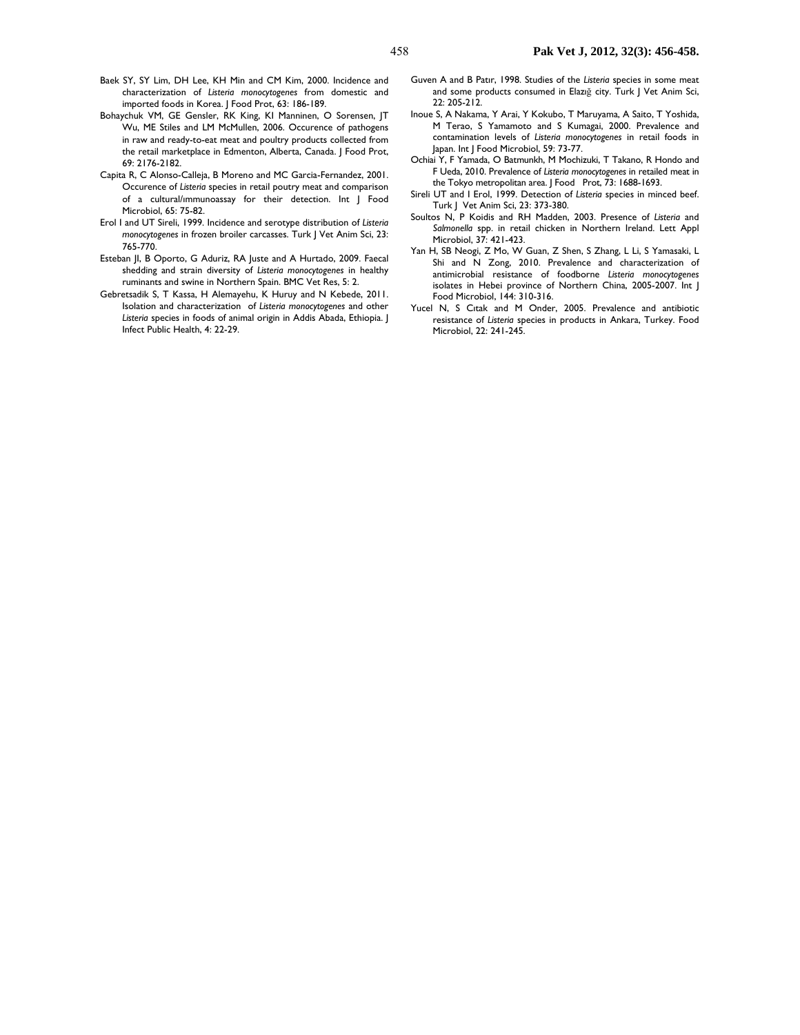Baek SY, SY Lim, DH Lee, KH Min and CM Kim, 2000. Incidence and characterization of *Listeria monocytogenes* from domestic and imported foods in Korea. J Food Prot, 63: 186-189.

Bohaychuk VM, GE Gensler, RK King, KI Manninen, O Sorensen, JT Wu, ME Stiles and LM McMullen, 2006. Occurence of pathogens in raw and ready-to-eat meat and poultry products collected from the retail marketplace in Edmenton, Alberta, Canada. J Food Prot, 69: 2176-2182.

Capita R, C Alonso-Calleja, B Moreno and MC Garcia-Fernandez, 2001. Occurence of *Listeria* species in retail poutry meat and comparison of a cultural/ımmunoassay for their detection. Int J Food Microbiol, 65: 75-82.

Erol I and UT Sireli, 1999. Incidence and serotype distribution of *Listeria monocytogenes* in frozen broiler carcasses. Turk J Vet Anim Sci, 23: 765-770.

Esteban JI, B Oporto, G Aduriz, RA Juste and A Hurtado, 2009. Faecal shedding and strain diversity of *Listeria monocytogenes* in healthy ruminants and swine in Northern Spain. BMC Vet Res, 5: 2.

Gebretsadik S, T Kassa, H Alemayehu, K Huruy and N Kebede, 2011. Isolation and characterization of *Listeria monocytogenes* and other *Listeria* species in foods of animal origin in Addis Abada, Ethiopia. J Infect Public Health, 4: 22-29.

Guven A and B Patır, 1998. Studies of the *Listeria* species in some meat and some products consumed in Elazığ city. Turk J Vet Anim Sci, 22: 205-212.

Inoue S, A Nakama, Y Arai, Y Kokubo, T Maruyama, A Saito, T Yoshida, M Terao, S Yamamoto and S Kumagai, 2000. Prevalence and contamination levels of *Listeria monocytogenes* in retail foods in Japan. Int J Food Microbiol, 59: 73-77.

Ochiai Y, F Yamada, O Batmunkh, M Mochizuki, T Takano, R Hondo and F Ueda, 2010. Prevalence of *Listeria monocytogenes* in retailed meat in the Tokyo metropolitan area. J Food Prot, 73: 1688-1693.

Sireli UT and I Erol, 1999. Detection of *Listeria* species in minced beef. Turk J Vet Anim Sci, 23: 373-380.

Soultos N, P Koidis and RH Madden, 2003. Presence of *Listeria* and *Salmonella* spp. in retail chicken in Northern Ireland. Lett Appl Microbiol, 37: 421-423.

Yan H, SB Neogi, Z Mo, W Guan, Z Shen, S Zhang, L Li, S Yamasaki, L Shi and N Zong, 2010. Prevalence and characterization of antimicrobial resistance of foodborne *Listeria monocytogenes* isolates in Hebei province of Northern China, 2005-2007. Int J Food Microbiol, 144: 310-316.

Yucel N, S Cıtak and M Onder, 2005. Prevalence and antibiotic resistance of *Listeria* species in products in Ankara, Turkey. Food Microbiol, 22: 241-245.